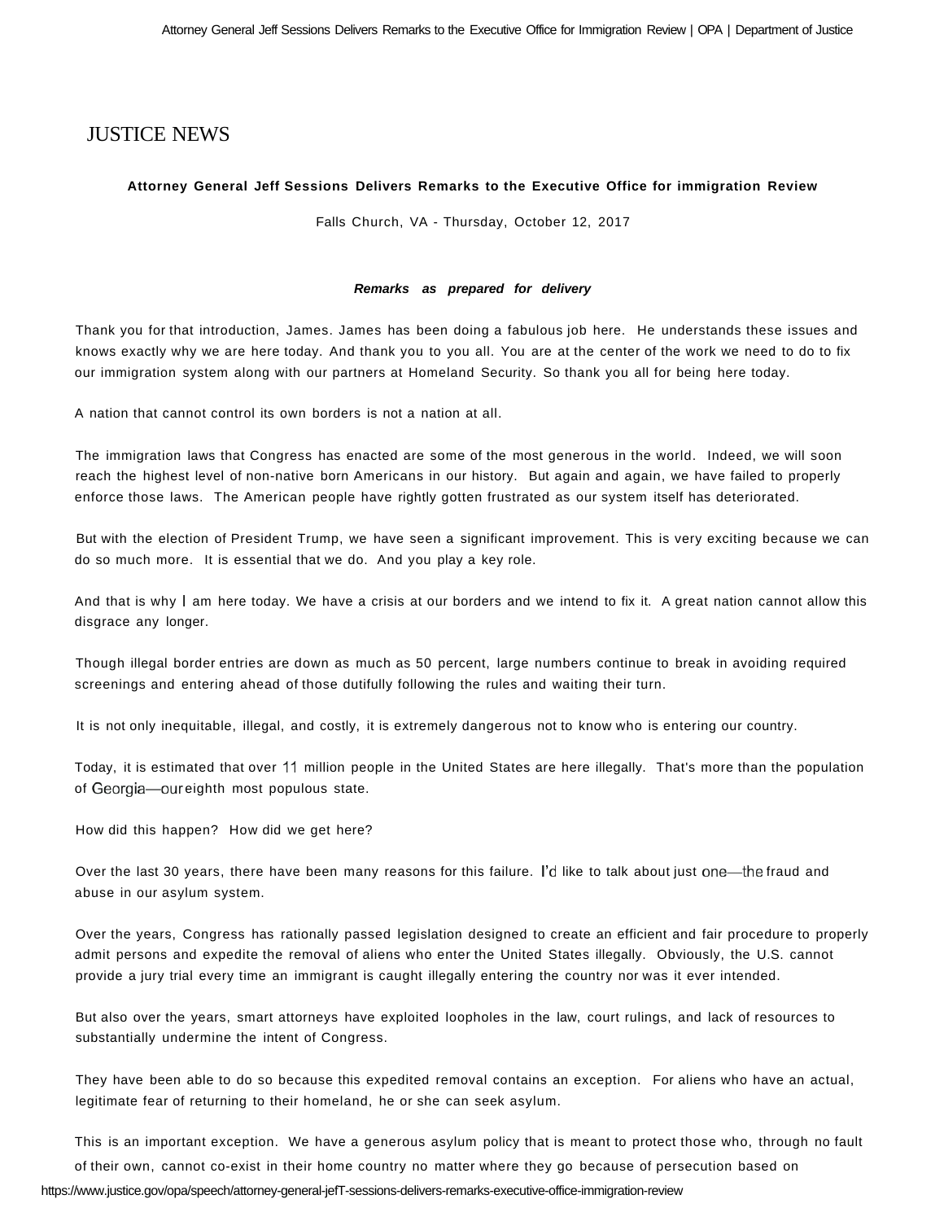# JUSTICE NEWS

**Attorney General Jeff Sessions Delivers Remarks to the Executive Office for immigration Review**

Falls Church, VA - Thursday, October 12, 2017

***Remarks as prepared for delivery***

Thank you for that introduction, James. James has been doing a fabulous job here. He understands these issues and knows exactly why we are here today. And thank you to you all. You are at the center of the work we need to do to fix our immigration system along with our partners at Homeland Security. So thank you all for being here today.

A nation that cannot control its own borders is not a nation at all.

The immigration laws that Congress has enacted are some of the most generous in the world. Indeed, we will soon reach the highest level of non-native born Americans in our history. But again and again, we have failed to properly enforce those laws. The American people have rightly gotten frustrated as our system itself has deteriorated.

But with the election of President Trump, we have seen a significant improvement. This is very exciting because we can do so much more. It is essential that we do. And you play a key role.

And that is why I am here today. We have a crisis at our borders and we intend to fix it. A great nation cannot allow this disgrace any longer.

Though illegal border entries are down as much as 50 percent, large numbers continue to break in avoiding required screenings and entering ahead of those dutifully following the rules and waiting their turn.

It is not only inequitable, illegal, and costly, it is extremely dangerous not to know who is entering our country.

Today, it is estimated that over 11 million people in the United States are here illegally. That's more than the population of Georgia—our eighth most populous state.

How did this happen? How did we get here?

Over the last 30 years, there have been many reasons for this failure. I'd like to talk about just one—the fraud and abuse in our asylum system.

Over the years, Congress has rationally passed legislation designed to create an efficient and fair procedure to properly admit persons and expedite the removal of aliens who enter the United States illegally. Obviously, the U.S. cannot provide a jury trial every time an immigrant is caught illegally entering the country nor was it ever intended.

But also over the years, smart attorneys have exploited loopholes in the law, court rulings, and lack of resources to substantially undermine the intent of Congress.

They have been able to do so because this expedited removal contains an exception. For aliens who have an actual, legitimate fear of returning to their homeland, he or she can seek asylum.

This is an important exception. We have a generous asylum policy that is meant to protect those who, through no fault of their own, cannot co-exist in their home country no matter where they go because of persecution based on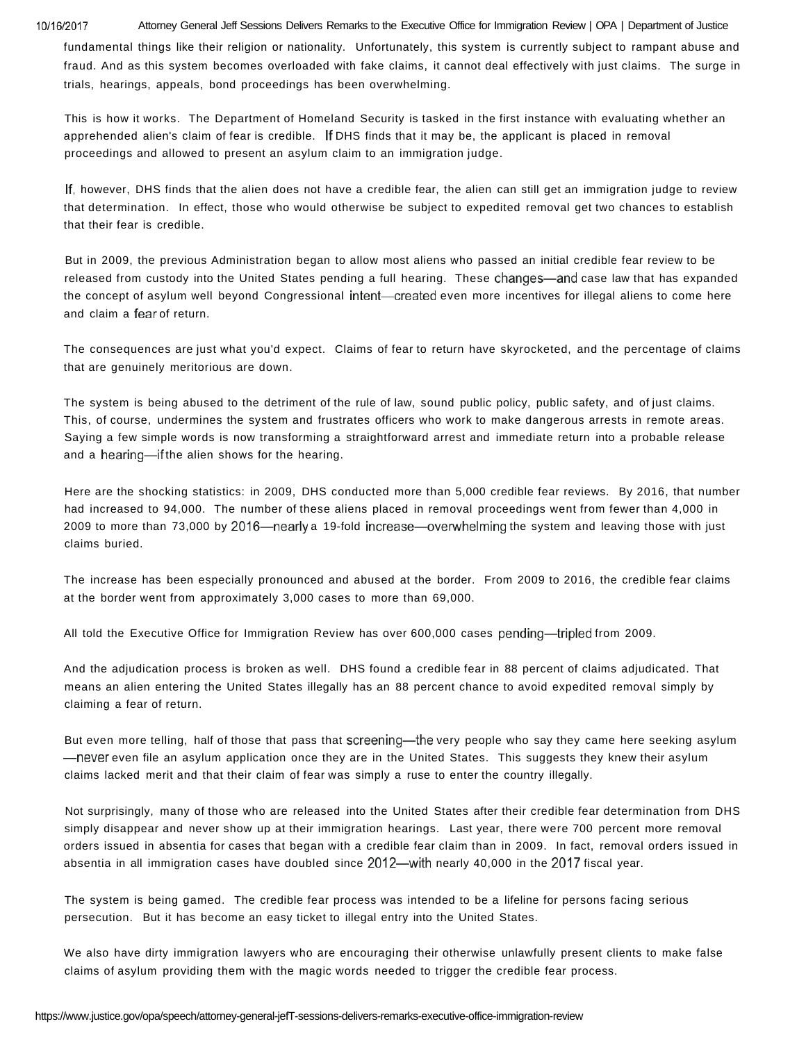fundamental things like their religion or nationality. Unfortunately, this system is currently subject to rampant abuse and fraud. And as this system becomes overloaded with fake claims, it cannot deal effectively with just claims. The surge in trials, hearings, appeals, bond proceedings has been overwhelming.

This is how it works. The Department of Homeland Security is tasked in the first instance with evaluating whether an apprehended alien's claim of fear is credible. If DHS finds that it may be, the applicant is placed in removal proceedings and allowed to present an asylum claim to an immigration judge.

If, however, DHS finds that the alien does not have a credible fear, the alien can still get an immigration judge to review that determination. In effect, those who would otherwise be subject to expedited removal get two chances to establish that their fear is credible.

But in 2009, the previous Administration began to allow most aliens who passed an initial credible fear review to be released from custody into the United States pending a full hearing. These changes—and case law that has expanded the concept of asylum well beyond Congressional intent—created even more incentives for illegal aliens to come here and claim a fear of return.

The consequences are just what you'd expect. Claims of fear to return have skyrocketed, and the percentage of claims that are genuinely meritorious are down.

The system is being abused to the detriment of the rule of law, sound public policy, public safety, and of just claims. This, of course, undermines the system and frustrates officers who work to make dangerous arrests in remote areas. Saying a few simple words is now transforming a straightforward arrest and immediate return into a probable release and a hearing—if the alien shows for the hearing.

Here are the shocking statistics: in 2009, DHS conducted more than 5,000 credible fear reviews. By 2016, that number had increased to 94,000. The number of these aliens placed in removal proceedings went from fewer than 4,000 in 2009 to more than 73,000 by 2016—nearly a 19-fold increase—overwhelming the system and leaving those with just claims buried.

The increase has been especially pronounced and abused at the border. From 2009 to 2016, the credible fear claims at the border went from approximately 3,000 cases to more than 69,000.

All told the Executive Office for Immigration Review has over 600,000 cases pending—tripled from 2009.

And the adjudication process is broken as well. DHS found a credible fear in 88 percent of claims adjudicated. That means an alien entering the United States illegally has an 88 percent chance to avoid expedited removal simply by claiming a fear of return.

But even more telling, half of those that pass that screening—the very people who say they came here seeking asylum—never even file an asylum application once they are in the United States. This suggests they knew their asylum claims lacked merit and that their claim of fear was simply a ruse to enter the country illegally.

Not surprisingly, many of those who are released into the United States after their credible fear determination from DHS simply disappear and never show up at their immigration hearings. Last year, there were 700 percent more removal orders issued in absentia for cases that began with a credible fear claim than in 2009. In fact, removal orders issued in absentia in all immigration cases have doubled since 2012—with nearly 40,000 in the 2017 fiscal year.

The system is being gamed. The credible fear process was intended to be a lifeline for persons facing serious persecution. But it has become an easy ticket to illegal entry into the United States.

We also have dirty immigration lawyers who are encouraging their otherwise unlawfully present clients to make false claims of asylum providing them with the magic words needed to trigger the credible fear process.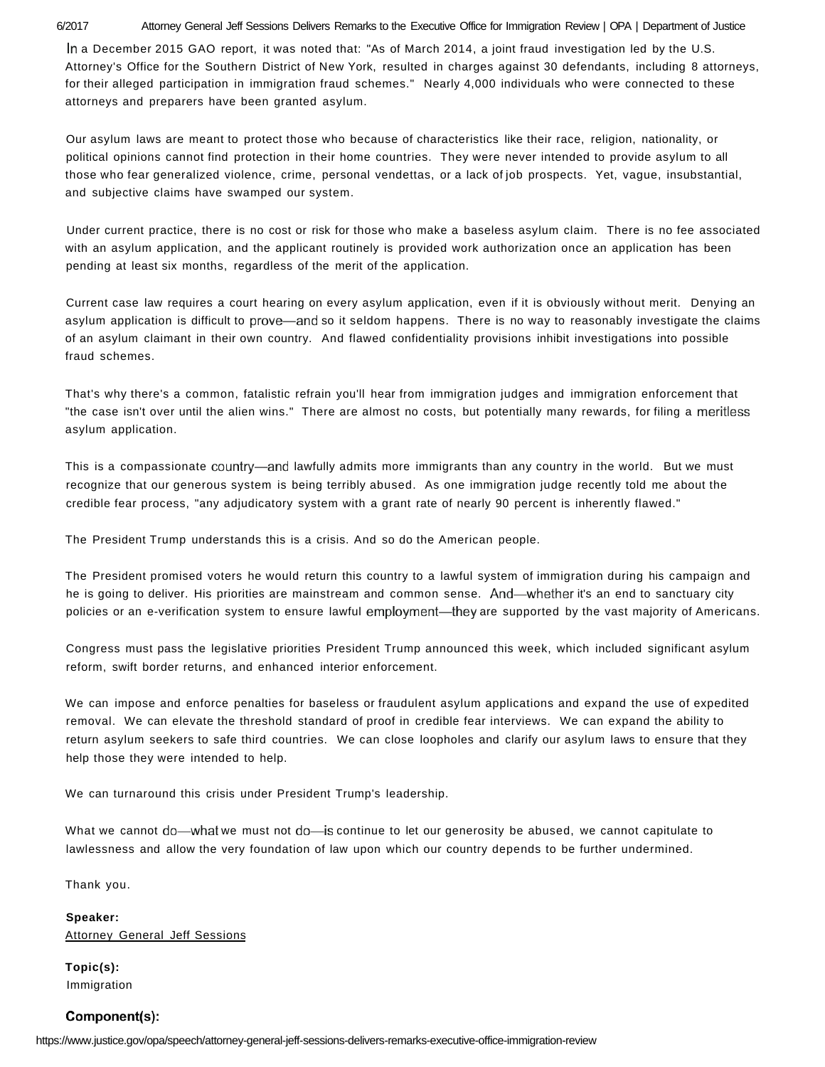In a December 2015 GAO report, it was noted that: "As of March 2014, a joint fraud investigation led by the U.S. Attorney's Office for the Southern District of New York, resulted in charges against 30 defendants, including 8 attorneys, for their alleged participation in immigration fraud schemes." Nearly 4,000 individuals who were connected to these attorneys and preparers have been granted asylum.

Our asylum laws are meant to protect those who because of characteristics like their race, religion, nationality, or political opinions cannot find protection in their home countries. They were never intended to provide asylum to all those who fear generalized violence, crime, personal vendettas, or a lack of job prospects. Yet, vague, insubstantial, and subjective claims have swamped our system.

Under current practice, there is no cost or risk for those who make a baseless asylum claim. There is no fee associated with an asylum application, and the applicant routinely is provided work authorization once an application has been pending at least six months, regardless of the merit of the application.

Current case law requires a court hearing on every asylum application, even if it is obviously without merit. Denying an asylum application is difficult to prove—and so it seldom happens. There is no way to reasonably investigate the claims of an asylum claimant in their own country. And flawed confidentiality provisions inhibit investigations into possible fraud schemes.

That's why there's a common, fatalistic refrain you'll hear from immigration judges and immigration enforcement that "the case isn't over until the alien wins." There are almost no costs, but potentially many rewards, for filing a meritless asylum application.

This is a compassionate country—and lawfully admits more immigrants than any country in the world. But we must recognize that our generous system is being terribly abused. As one immigration judge recently told me about the credible fear process, "any adjudicatory system with a grant rate of nearly 90 percent is inherently flawed."

The President Trump understands this is a crisis. And so do the American people.

The President promised voters he would return this country to a lawful system of immigration during his campaign and he is going to deliver. His priorities are mainstream and common sense. And—whether it's an end to sanctuary city policies or an e-verification system to ensure lawful employment—they are supported by the vast majority of Americans.

Congress must pass the legislative priorities President Trump announced this week, which included significant asylum reform, swift border returns, and enhanced interior enforcement.

We can impose and enforce penalties for baseless or fraudulent asylum applications and expand the use of expedited removal. We can elevate the threshold standard of proof in credible fear interviews. We can expand the ability to return asylum seekers to safe third countries. We can close loopholes and clarify our asylum laws to ensure that they help those they were intended to help.

We can turnaround this crisis under President Trump's leadership.

What we cannot do—what we must not do—is continue to let our generosity be abused, we cannot capitulate to lawlessness and allow the very foundation of law upon which our country depends to be further undermined.

Thank you.

**Speaker:**
Attorney General Jeff Sessions

**Topic(s):**
Immigration

**Component(s):**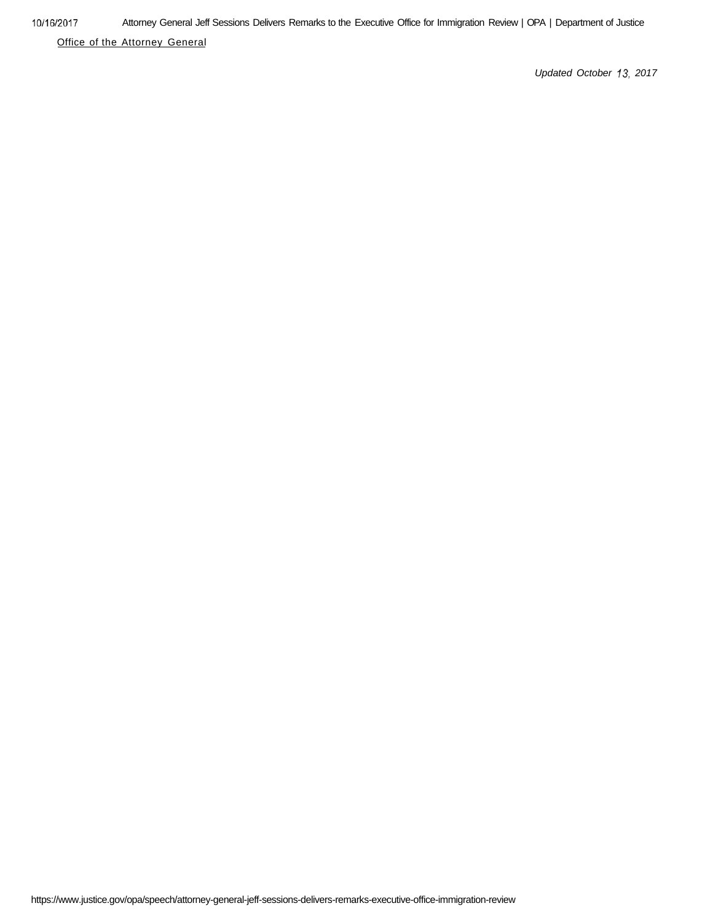Office of the Attorney General

*Updated October 13, 2017*